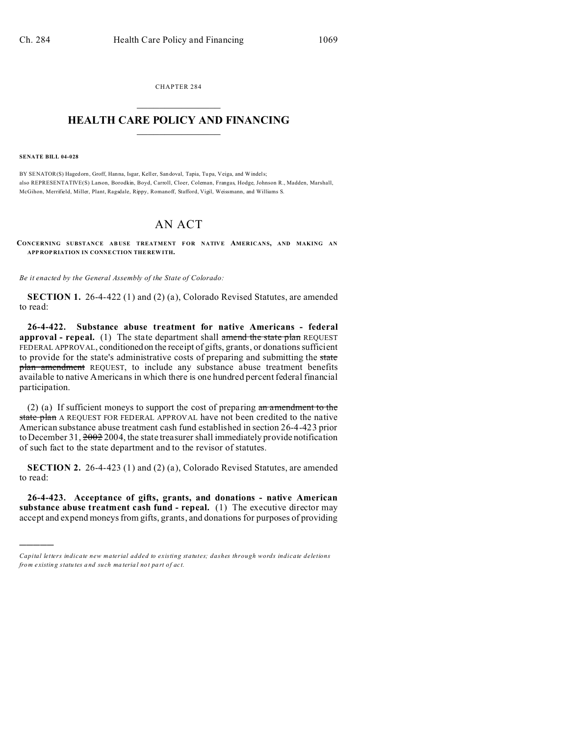CHAPTER 284

# HEALTH CARE POLICY AND FINANCING

**SENATE BILL 04-028**

BY SENATOR(S) Hagedorn, Groff, Hanna, Isgar, Keller, Sandoval, Tapia, Tupa, Veiga, and Windels;
also REPRESENTATIVE(S) Larson, Borodkin, Boyd, Carroll, Cloer, Coleman, Frangas, Hodge, Johnson R., Madden, Marshall, McGihon, Merrifield, Miller, Plant, Ragsdale, Rippy, Romanoff, Stafford, Vigil, Weissmann, and Williams S.

# AN ACT

**CONCERNING SUBSTANCE ABUSE TREATMENT FOR NATIVE AMERICANS, AND MAKING AN APPROPRIATION IN CONNECTION THEREWITH.**

*Be it enacted by the General Assembly of the State of Colorado:*

**SECTION 1.** 26-4-422 (1) and (2) (a), Colorado Revised Statutes, are amended to read:

**26-4-422. Substance abuse treatment for native Americans - federal approval - repeal.** (1) The state department shall ~~amend the state plan~~ REQUEST FEDERAL APPROVAL, conditioned on the receipt of gifts, grants, or donations sufficient to provide for the state's administrative costs of preparing and submitting the ~~state plan amendment~~ REQUEST, to include any substance abuse treatment benefits available to native Americans in which there is one hundred percent federal financial participation.

(2) (a) If sufficient moneys to support the cost of preparing ~~an amendment to the state plan~~ A REQUEST FOR FEDERAL APPROVAL have not been credited to the native American substance abuse treatment cash fund established in section 26-4-423 prior to December 31, ~~2002~~ 2004, the state treasurer shall immediately provide notification of such fact to the state department and to the revisor of statutes.

**SECTION 2.** 26-4-423 (1) and (2) (a), Colorado Revised Statutes, are amended to read:

**26-4-423. Acceptance of gifts, grants, and donations - native American substance abuse treatment cash fund - repeal.** (1) The executive director may accept and expend moneys from gifts, grants, and donations for purposes of providing

---

*Capital letters indicate new material added to existing statutes; dashes through words indicate deletions from existing statutes and such material not part of act.*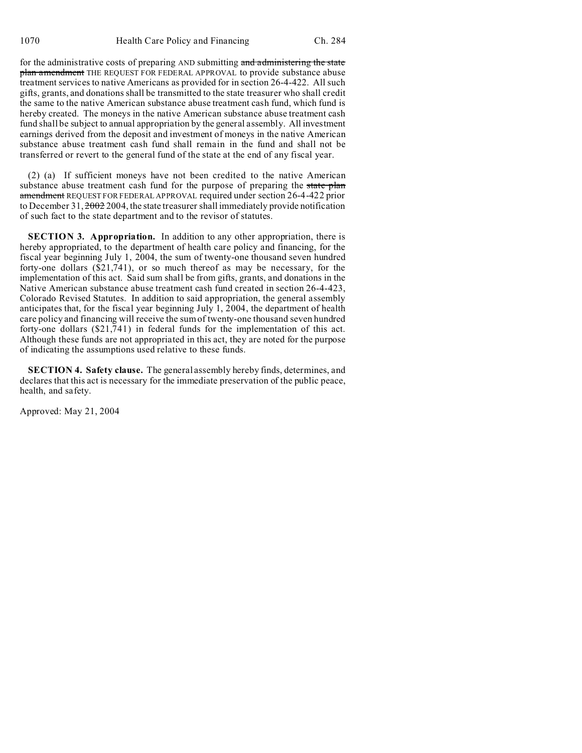for the administrative costs of preparing AND submitting ~~and administering the state plan amendment~~ THE REQUEST FOR FEDERAL APPROVAL to provide substance abuse treatment services to native Americans as provided for in section 26-4-422. All such gifts, grants, and donations shall be transmitted to the state treasurer who shall credit the same to the native American substance abuse treatment cash fund, which fund is hereby created. The moneys in the native American substance abuse treatment cash fund shall be subject to annual appropriation by the general assembly. All investment earnings derived from the deposit and investment of moneys in the native American substance abuse treatment cash fund shall remain in the fund and shall not be transferred or revert to the general fund of the state at the end of any fiscal year.

(2) (a) If sufficient moneys have not been credited to the native American substance abuse treatment cash fund for the purpose of preparing the ~~state plan amendment~~ REQUEST FOR FEDERAL APPROVAL required under section 26-4-422 prior to December 31, ~~2002~~ 2004, the state treasurer shall immediately provide notification of such fact to the state department and to the revisor of statutes.

**SECTION 3. Appropriation.** In addition to any other appropriation, there is hereby appropriated, to the department of health care policy and financing, for the fiscal year beginning July 1, 2004, the sum of twenty-one thousand seven hundred forty-one dollars ($21,741), or so much thereof as may be necessary, for the implementation of this act. Said sum shall be from gifts, grants, and donations in the Native American substance abuse treatment cash fund created in section 26-4-423, Colorado Revised Statutes. In addition to said appropriation, the general assembly anticipates that, for the fiscal year beginning July 1, 2004, the department of health care policy and financing will receive the sum of twenty-one thousand seven hundred forty-one dollars ($21,741) in federal funds for the implementation of this act. Although these funds are not appropriated in this act, they are noted for the purpose of indicating the assumptions used relative to these funds.

**SECTION 4. Safety clause.** The general assembly hereby finds, determines, and declares that this act is necessary for the immediate preservation of the public peace, health, and safety.

Approved: May 21, 2004